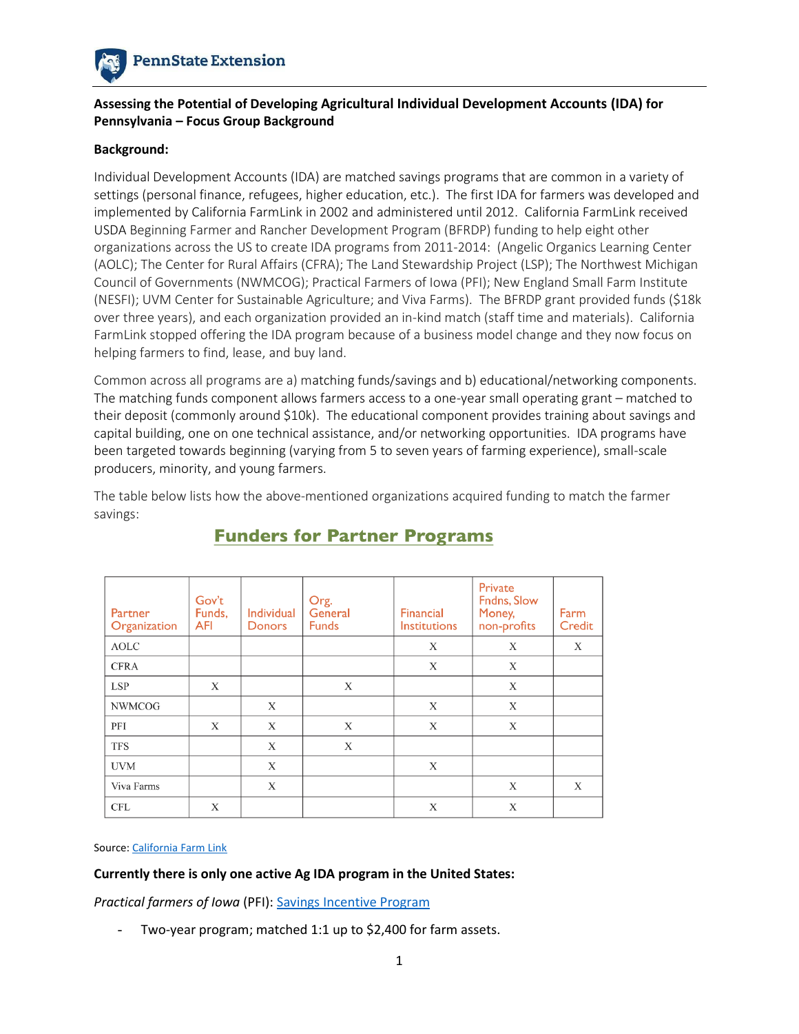**Assessing the Potential of Developing Agricultural Individual Development Accounts (IDA) for Pennsylvania – Focus Group Background**

**Background:**

Individual Development Accounts (IDA) are matched savings programs that are common in a variety of settings (personal finance, refugees, higher education, etc.). The first IDA for farmers was developed and implemented by California FarmLink in 2002 and administered until 2012. California FarmLink received USDA Beginning Farmer and Rancher Development Program (BFRDP) funding to help eight other organizations across the US to create IDA programs from 2011-2014: (Angelic Organics Learning Center (AOLC); The Center for Rural Affairs (CFRA); The Land Stewardship Project (LSP); The Northwest Michigan Council of Governments (NWMCOG); Practical Farmers of Iowa (PFI); New England Small Farm Institute (NESFI); UVM Center for Sustainable Agriculture; and Viva Farms). The BFRDP grant provided funds ($18k over three years), and each organization provided an in-kind match (staff time and materials). California FarmLink stopped offering the IDA program because of a business model change and they now focus on helping farmers to find, lease, and buy land.

Common across all programs are a) matching funds/savings and b) educational/networking components. The matching funds component allows farmers access to a one-year small operating grant – matched to their deposit (commonly around $10k). The educational component provides training about savings and capital building, one on one technical assistance, and/or networking opportunities. IDA programs have been targeted towards beginning (varying from 5 to seven years of farming experience), small-scale producers, minority, and young farmers.

The table below lists how the above-mentioned organizations acquired funding to match the farmer savings:

**Funders for Partner Programs**

| Partner Organization | Gov't Funds, AFI | Individual Donors | Org. General Funds | Financial Institutions | Private Fndns, Slow Money, non-profits | Farm Credit |
|---|---|---|---|---|---|---|
| AOLC | | | | X | X | X |
| CFRA | | | | X | X | |
| LSP | X | | X | | X | |
| NWMCOG | | X | | X | X | |
| PFI | X | X | X | X | X | |
| TFS | | X | X | | | |
| UVM | | X | | X | | |
| Viva Farms | | X | | | X | X |
| CFL | X | | | X | X | |

Source: California Farm Link

**Currently there is only one active Ag IDA program in the United States:**

*Practical farmers of Iowa* (PFI): Savings Incentive Program

- Two-year program; matched 1:1 up to $2,400 for farm assets.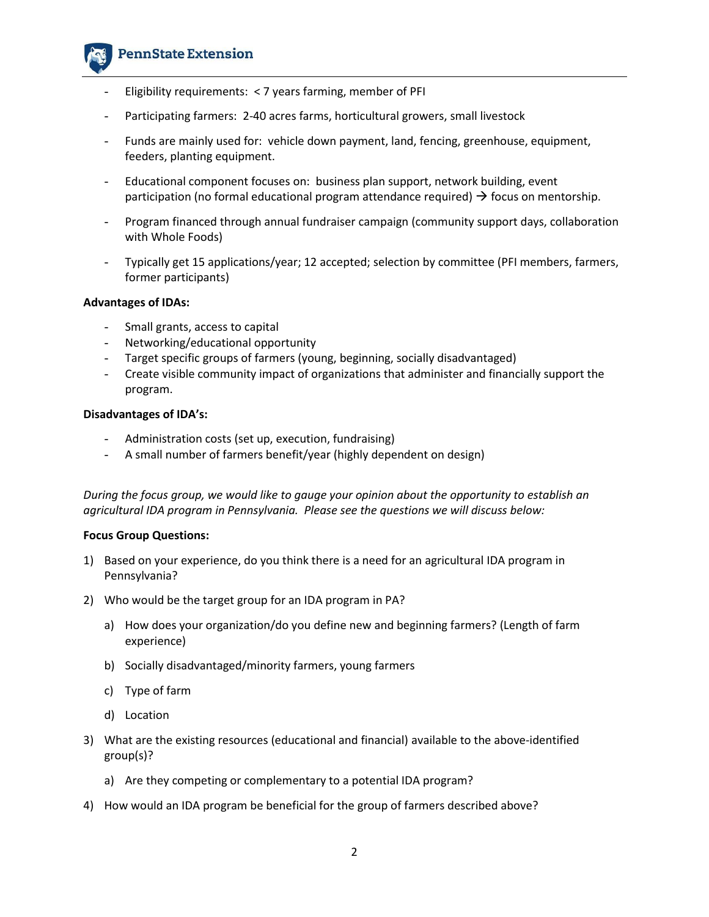- Eligibility requirements: < 7 years farming, member of PFI
- Participating farmers: 2-40 acres farms, horticultural growers, small livestock
- Funds are mainly used for: vehicle down payment, land, fencing, greenhouse, equipment, feeders, planting equipment.
- Educational component focuses on: business plan support, network building, event participation (no formal educational program attendance required) → focus on mentorship.
- Program financed through annual fundraiser campaign (community support days, collaboration with Whole Foods)
- Typically get 15 applications/year; 12 accepted; selection by committee (PFI members, farmers, former participants)

**Advantages of IDAs:**

- Small grants, access to capital
- Networking/educational opportunity
- Target specific groups of farmers (young, beginning, socially disadvantaged)
- Create visible community impact of organizations that administer and financially support the program.

**Disadvantages of IDA's:**

- Administration costs (set up, execution, fundraising)
- A small number of farmers benefit/year (highly dependent on design)

*During the focus group, we would like to gauge your opinion about the opportunity to establish an agricultural IDA program in Pennsylvania. Please see the questions we will discuss below:*

**Focus Group Questions:**

1) Based on your experience, do you think there is a need for an agricultural IDA program in Pennsylvania?
2) Who would be the target group for an IDA program in PA?
   a) How does your organization/do you define new and beginning farmers? (Length of farm experience)
   b) Socially disadvantaged/minority farmers, young farmers
   c) Type of farm
   d) Location
3) What are the existing resources (educational and financial) available to the above-identified group(s)?
   a) Are they competing or complementary to a potential IDA program?
4) How would an IDA program be beneficial for the group of farmers described above?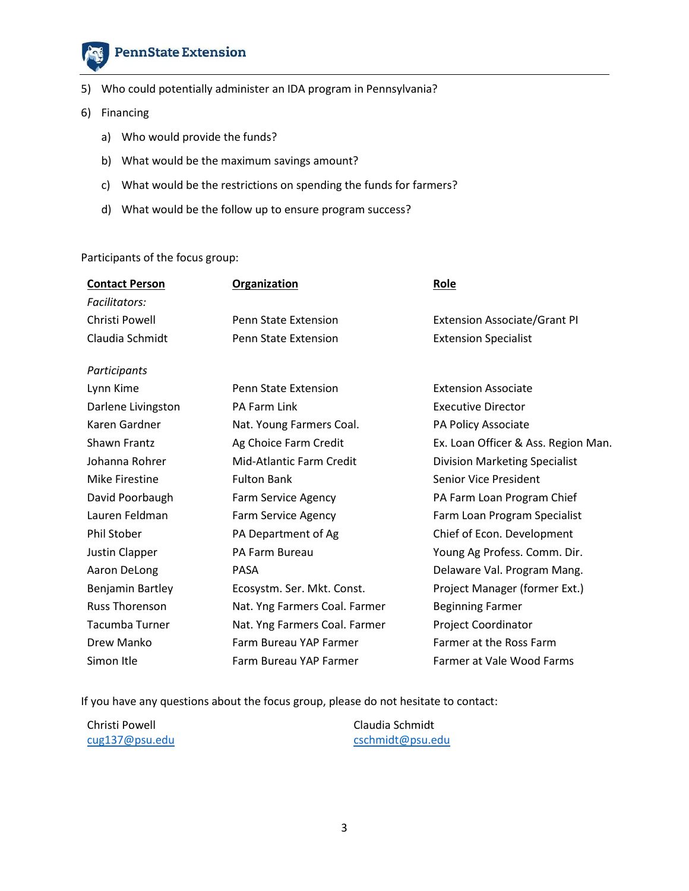5) Who could potentially administer an IDA program in Pennsylvania?

6) Financing

   a) Who would provide the funds?

   b) What would be the maximum savings amount?

   c) What would be the restrictions on spending the funds for farmers?

   d) What would be the follow up to ensure program success?

Participants of the focus group:

| Contact Person | Organization | Role |
|---|---|---|
| *Facilitators:* | | |
| Christi Powell | Penn State Extension | Extension Associate/Grant PI |
| Claudia Schmidt | Penn State Extension | Extension Specialist |
| *Participants* | | |
| Lynn Kime | Penn State Extension | Extension Associate |
| Darlene Livingston | PA Farm Link | Executive Director |
| Karen Gardner | Nat. Young Farmers Coal. | PA Policy Associate |
| Shawn Frantz | Ag Choice Farm Credit | Ex. Loan Officer & Ass. Region Man. |
| Johanna Rohrer | Mid-Atlantic Farm Credit | Division Marketing Specialist |
| Mike Firestine | Fulton Bank | Senior Vice President |
| David Poorbaugh | Farm Service Agency | PA Farm Loan Program Chief |
| Lauren Feldman | Farm Service Agency | Farm Loan Program Specialist |
| Phil Stober | PA Department of Ag | Chief of Econ. Development |
| Justin Clapper | PA Farm Bureau | Young Ag Profess. Comm. Dir. |
| Aaron DeLong | PASA | Delaware Val. Program Mang. |
| Benjamin Bartley | Ecosystm. Ser. Mkt. Const. | Project Manager (former Ext.) |
| Russ Thorenson | Nat. Yng Farmers Coal. Farmer | Beginning Farmer |
| Tacumba Turner | Nat. Yng Farmers Coal. Farmer | Project Coordinator |
| Drew Manko | Farm Bureau YAP Farmer | Farmer at the Ross Farm |
| Simon Itle | Farm Bureau YAP Farmer | Farmer at Vale Wood Farms |

If you have any questions about the focus group, please do not hesitate to contact:

Christi Powell
cug137@psu.edu

Claudia Schmidt
cschmidt@psu.edu